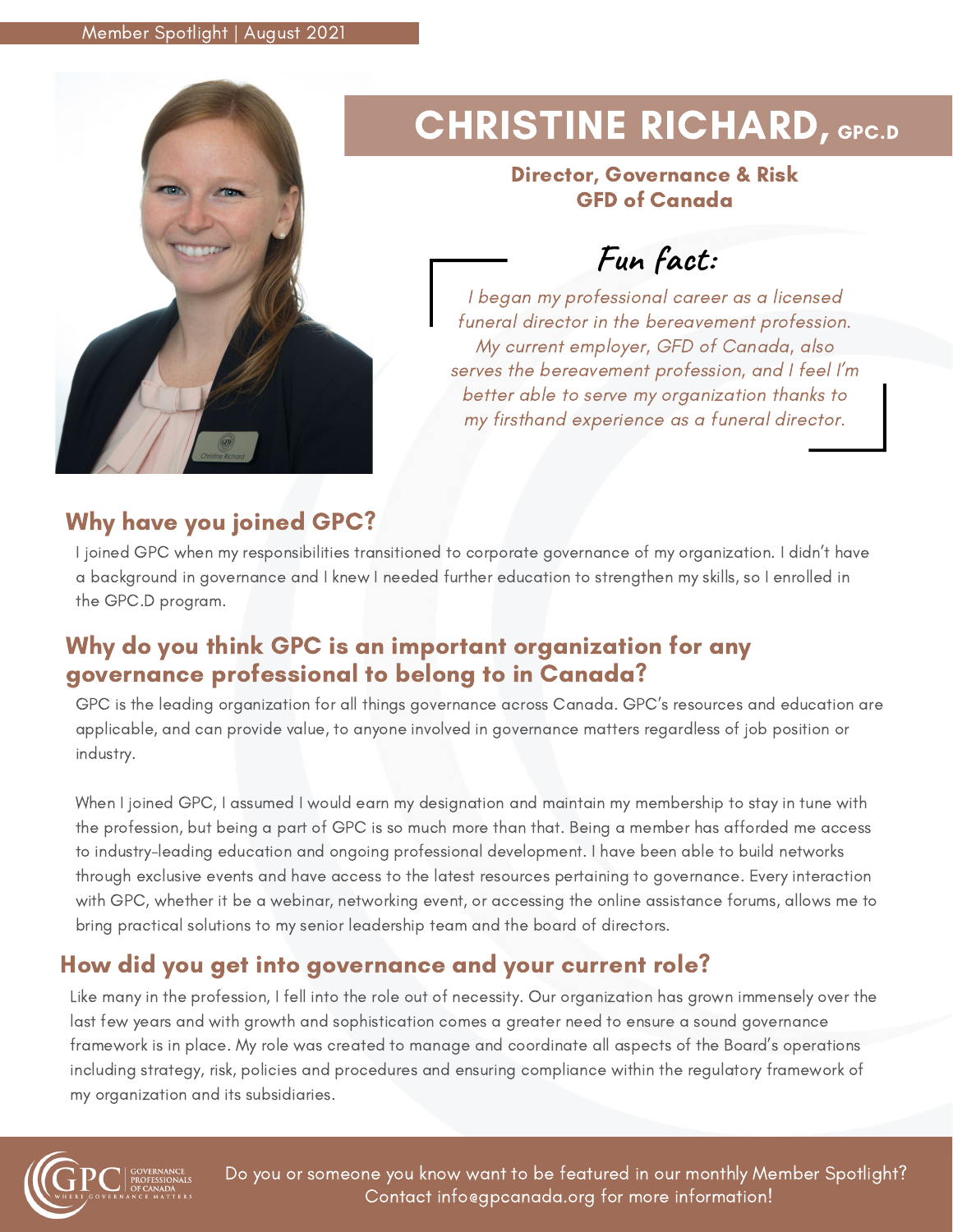Member Spotlight | August 2021

# CHRISTINE RICHARD, GPC.D

**Director, Governance & Risk**
**GFD of Canada**

## Fun fact:

*I began my professional career as a licensed funeral director in the bereavement profession. My current employer, GFD of Canada, also serves the bereavement profession, and I feel I'm better able to serve my organization thanks to my firsthand experience as a funeral director.*

## Why have you joined GPC?

I joined GPC when my responsibilities transitioned to corporate governance of my organization. I didn't have a background in governance and I knew I needed further education to strengthen my skills, so I enrolled in the GPC.D program.

## Why do you think GPC is an important organization for any governance professional to belong to in Canada?

GPC is the leading organization for all things governance across Canada. GPC's resources and education are applicable, and can provide value, to anyone involved in governance matters regardless of job position or industry.

When I joined GPC, I assumed I would earn my designation and maintain my membership to stay in tune with the profession, but being a part of GPC is so much more than that. Being a member has afforded me access to industry-leading education and ongoing professional development. I have been able to build networks through exclusive events and have access to the latest resources pertaining to governance. Every interaction with GPC, whether it be a webinar, networking event, or accessing the online assistance forums, allows me to bring practical solutions to my senior leadership team and the board of directors.

## How did you get into governance and your current role?

Like many in the profession, I fell into the role out of necessity. Our organization has grown immensely over the last few years and with growth and sophistication comes a greater need to ensure a sound governance framework is in place. My role was created to manage and coordinate all aspects of the Board's operations including strategy, risk, policies and procedures and ensuring compliance within the regulatory framework of my organization and its subsidiaries.

Do you or someone you know want to be featured in our monthly Member Spotlight? Contact info@gpcanada.org for more information!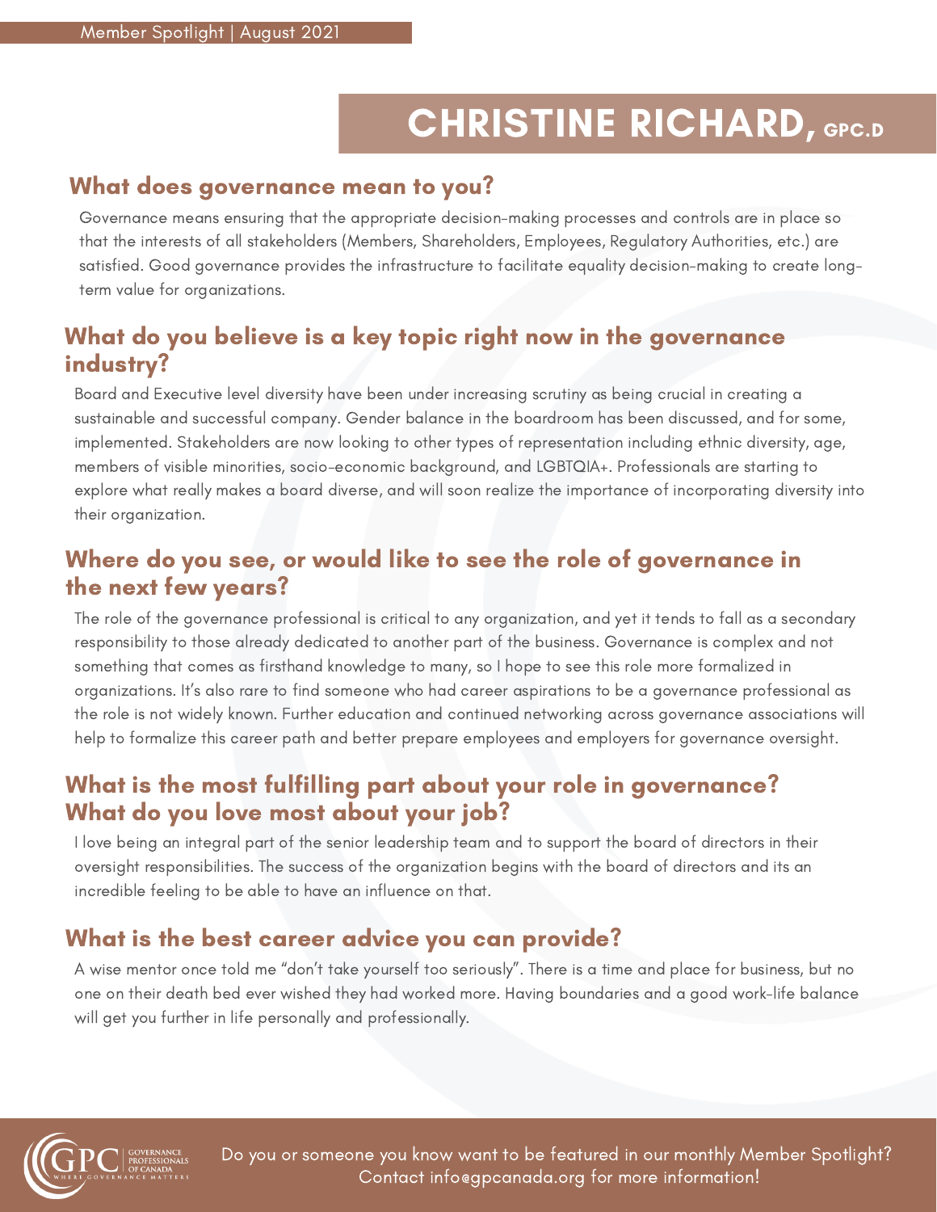Member Spotlight | August 2021

# CHRISTINE RICHARD, GPC.D

## What does governance mean to you?

Governance means ensuring that the appropriate decision-making processes and controls are in place so that the interests of all stakeholders (Members, Shareholders, Employees, Regulatory Authorities, etc.) are satisfied. Good governance provides the infrastructure to facilitate equality decision-making to create long-term value for organizations.

## What do you believe is a key topic right now in the governance industry?

Board and Executive level diversity have been under increasing scrutiny as being crucial in creating a sustainable and successful company. Gender balance in the boardroom has been discussed, and for some, implemented. Stakeholders are now looking to other types of representation including ethnic diversity, age, members of visible minorities, socio-economic background, and LGBTQIA+. Professionals are starting to explore what really makes a board diverse, and will soon realize the importance of incorporating diversity into their organization.

## Where do you see, or would like to see the role of governance in the next few years?

The role of the governance professional is critical to any organization, and yet it tends to fall as a secondary responsibility to those already dedicated to another part of the business. Governance is complex and not something that comes as firsthand knowledge to many, so I hope to see this role more formalized in organizations. It's also rare to find someone who had career aspirations to be a governance professional as the role is not widely known. Further education and continued networking across governance associations will help to formalize this career path and better prepare employees and employers for governance oversight.

## What is the most fulfilling part about your role in governance? What do you love most about your job?

I love being an integral part of the senior leadership team and to support the board of directors in their oversight responsibilities. The success of the organization begins with the board of directors and its an incredible feeling to be able to have an influence on that.

## What is the best career advice you can provide?

A wise mentor once told me "don't take yourself too seriously". There is a time and place for business, but no one on their death bed ever wished they had worked more. Having boundaries and a good work-life balance will get you further in life personally and professionally.

Do you or someone you know want to be featured in our monthly Member Spotlight? Contact info@gpcanada.org for more information!